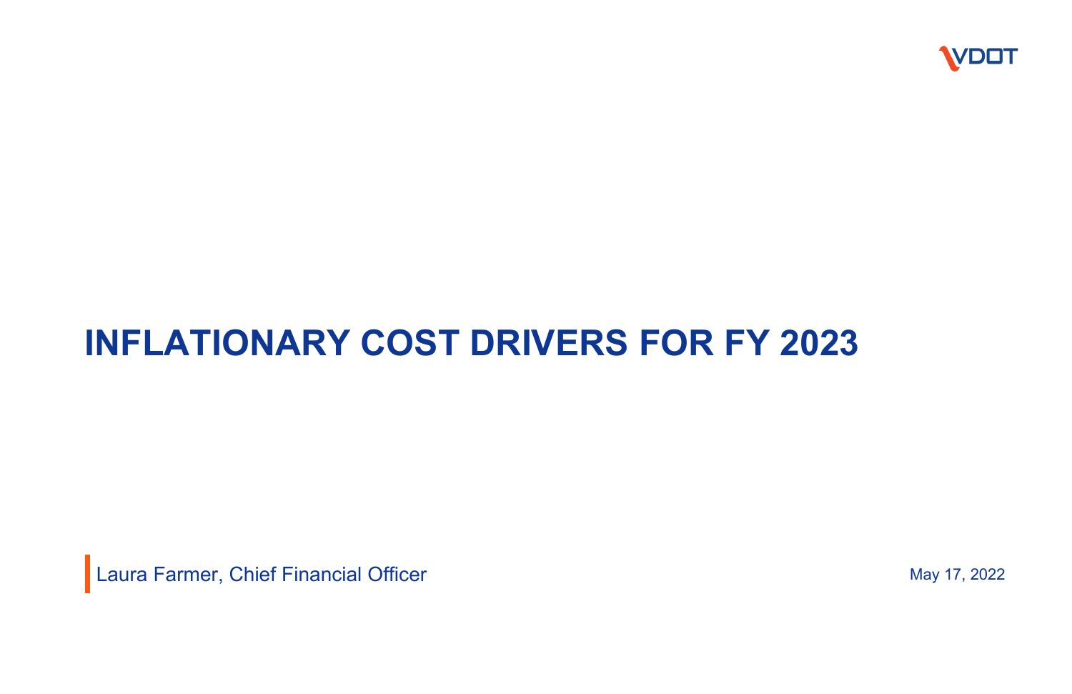VDOT

# INFLATIONARY COST DRIVERS FOR FY 2023

Laura Farmer, Chief Financial Officer

May 17, 2022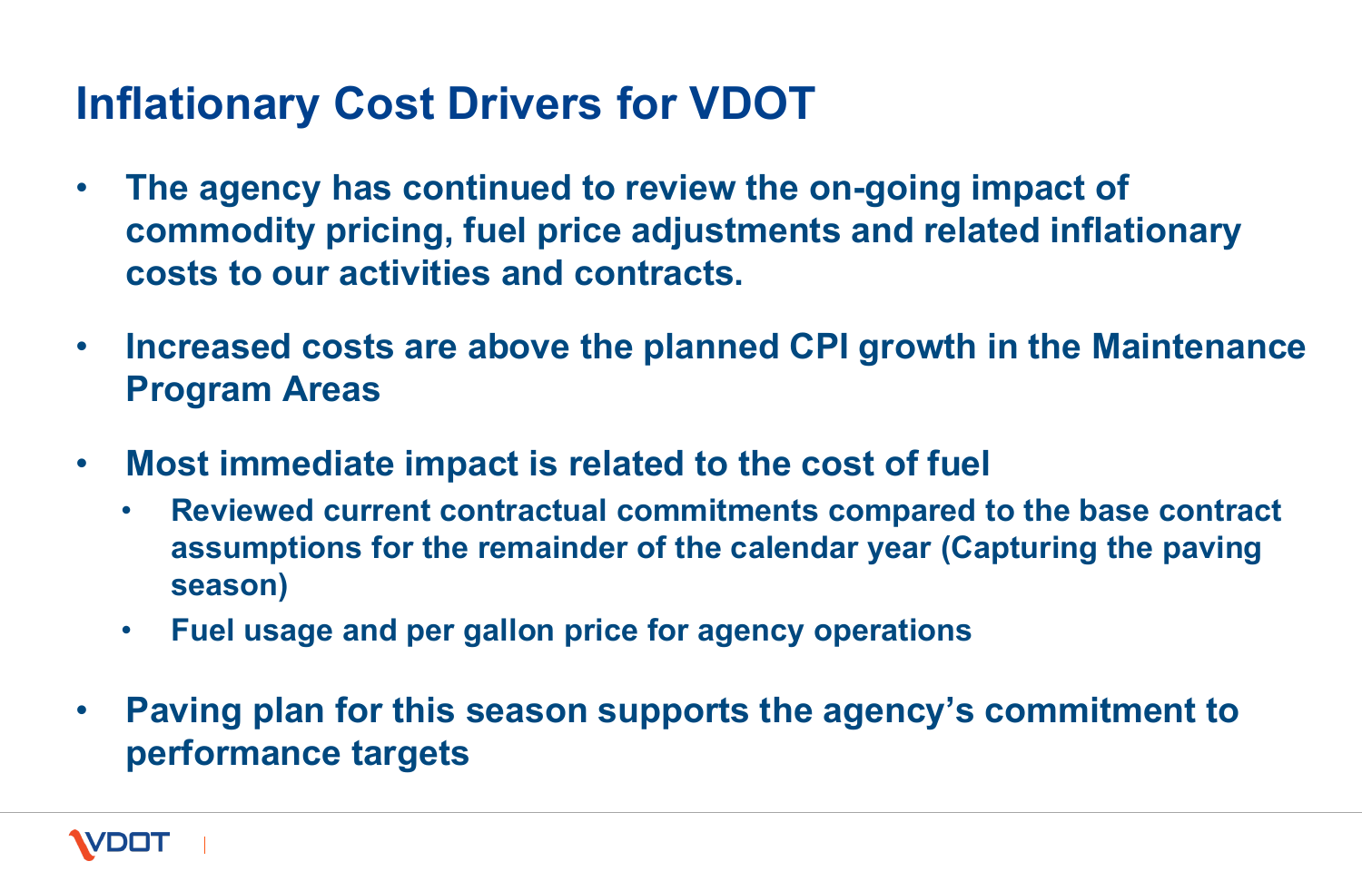# Inflationary Cost Drivers for VDOT

- **The agency has continued to review the on-going impact of commodity pricing, fuel price adjustments and related inflationary costs to our activities and contracts.**
- **Increased costs are above the planned CPI growth in the Maintenance Program Areas**
- **Most immediate impact is related to the cost of fuel**
  - **Reviewed current contractual commitments compared to the base contract assumptions for the remainder of the calendar year (Capturing the paving season)**
  - **Fuel usage and per gallon price for agency operations**
- **Paving plan for this season supports the agency's commitment to performance targets**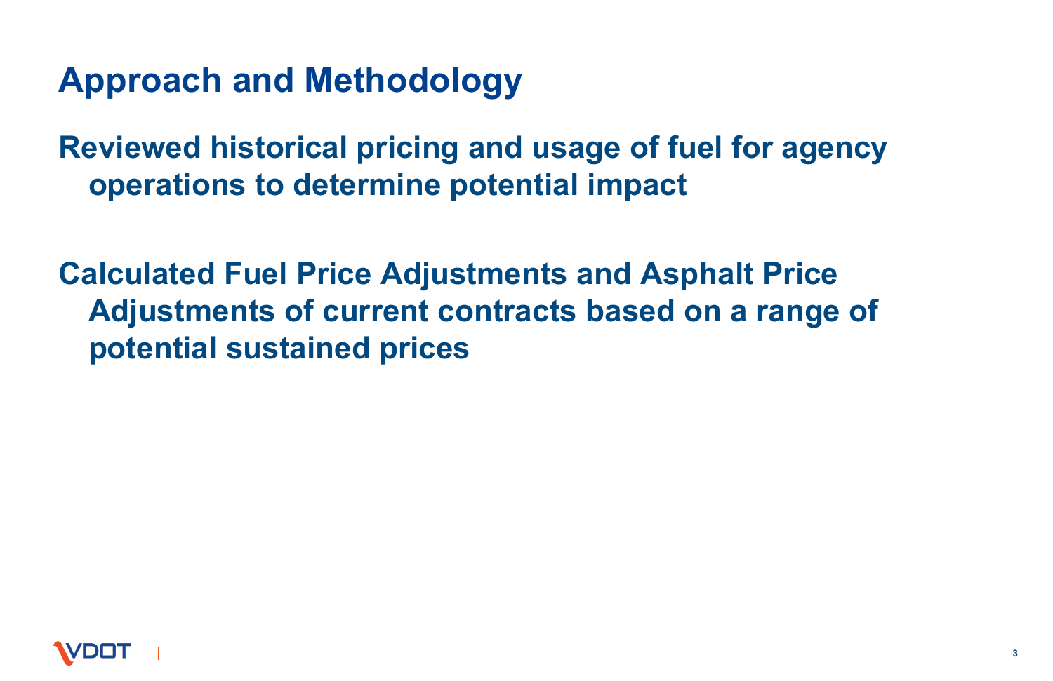# Approach and Methodology

**Reviewed historical pricing and usage of fuel for agency operations to determine potential impact**

**Calculated Fuel Price Adjustments and Asphalt Price Adjustments of current contracts based on a range of potential sustained prices**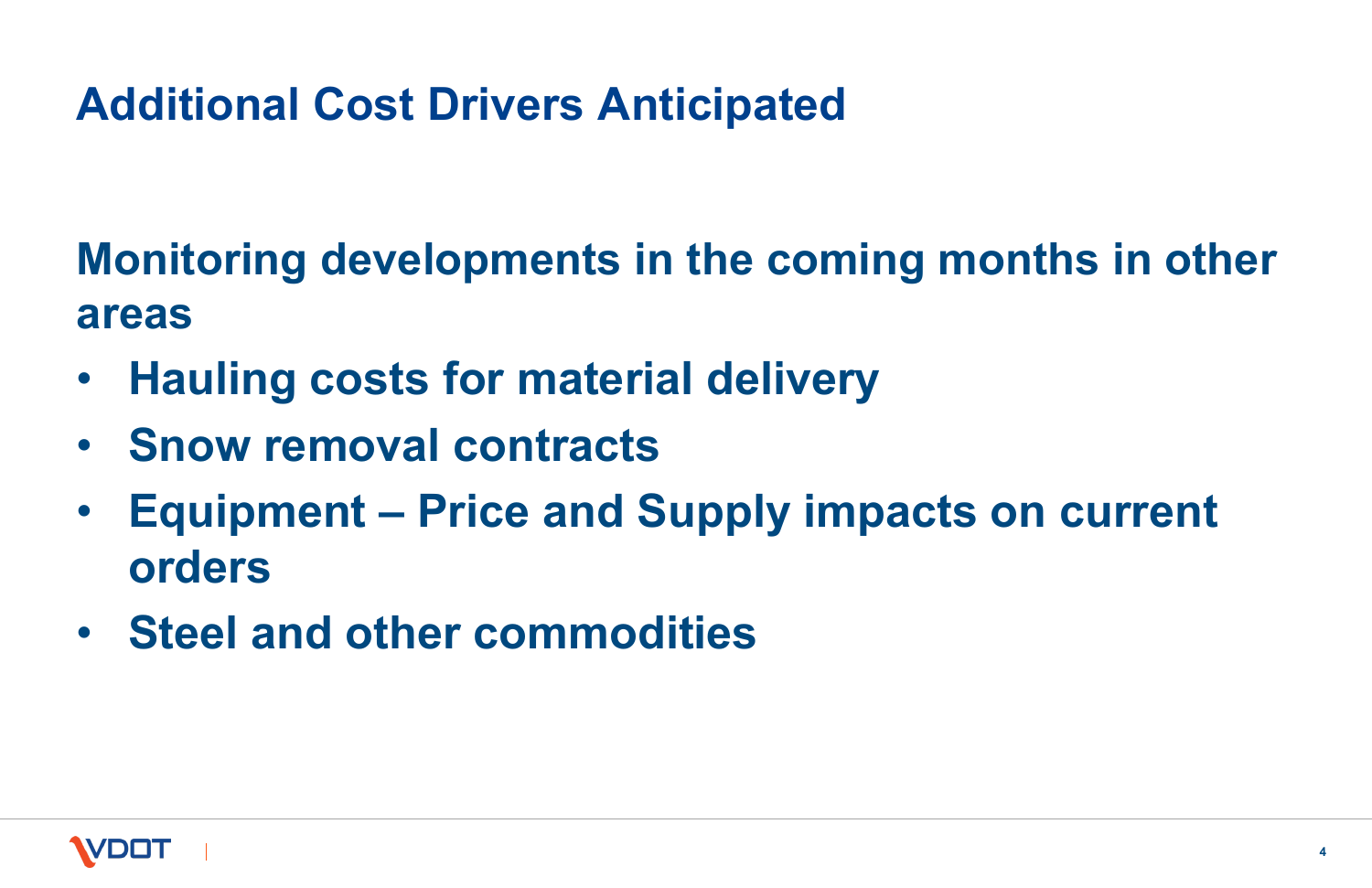## Additional Cost Drivers Anticipated

**Monitoring developments in the coming months in other areas**

- **Hauling costs for material delivery**
- **Snow removal contracts**
- **Equipment – Price and Supply impacts on current orders**
- **Steel and other commodities**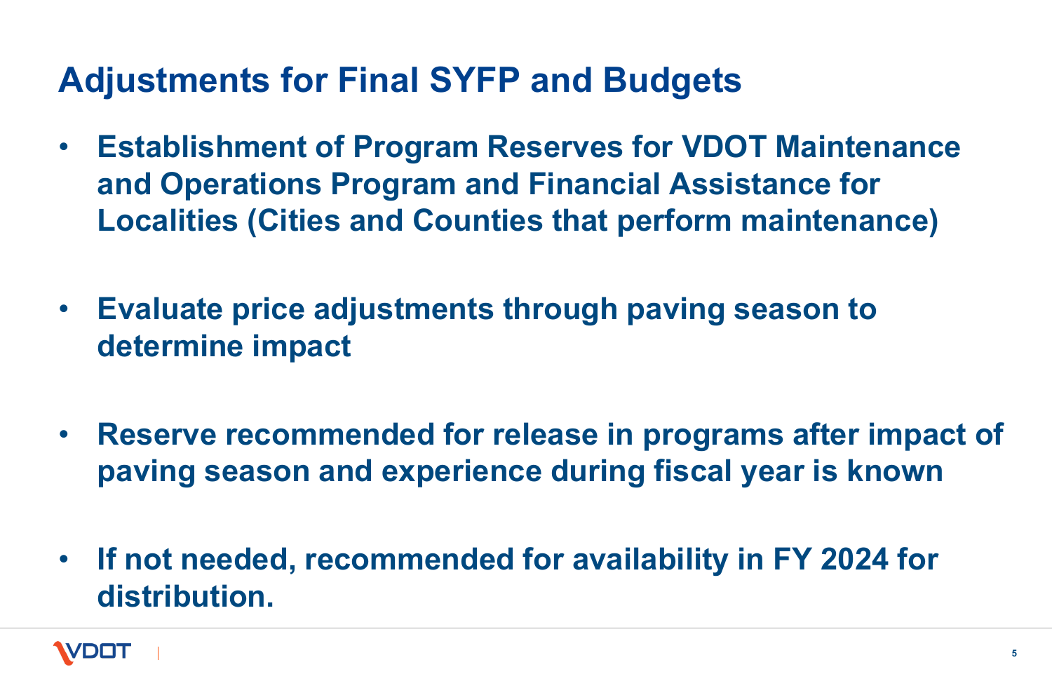# Adjustments for Final SYFP and Budgets

- **Establishment of Program Reserves for VDOT Maintenance and Operations Program and Financial Assistance for Localities (Cities and Counties that perform maintenance)**

- **Evaluate price adjustments through paving season to determine impact**

- **Reserve recommended for release in programs after impact of paving season and experience during fiscal year is known**

- **If not needed, recommended for availability in FY 2024 for distribution.**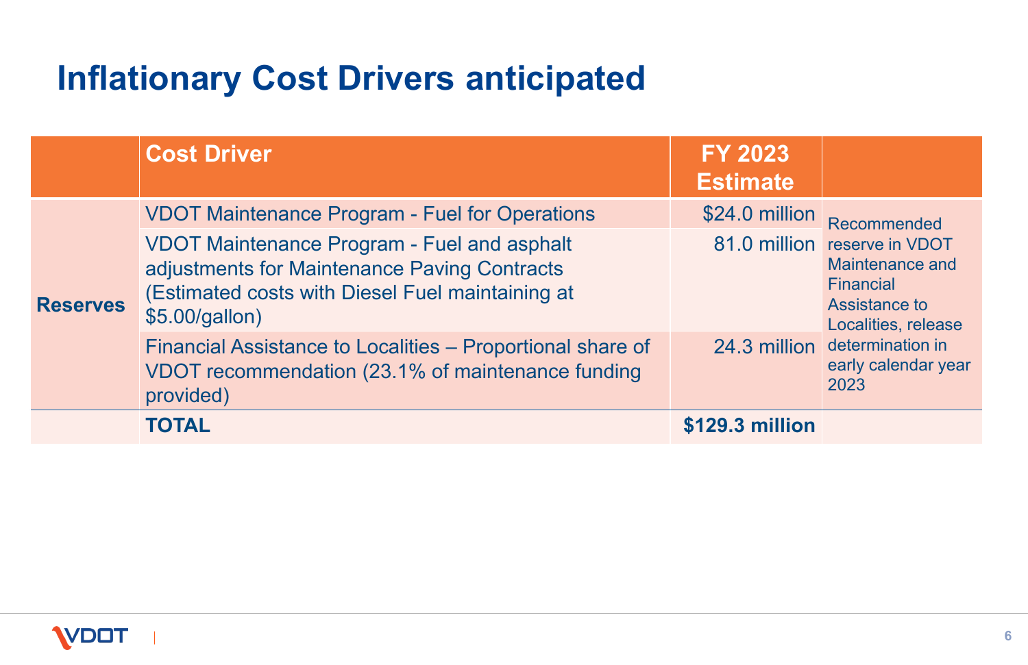# Inflationary Cost Drivers anticipated

| | Cost Driver | FY 2023 Estimate | |
|---|---|---|---|
| **Reserves** | VDOT Maintenance Program - Fuel for Operations | $24.0 million | Recommended reserve in VDOT Maintenance and Financial Assistance to Localities, release determination in early calendar year 2023 |
| | VDOT Maintenance Program - Fuel and asphalt adjustments for Maintenance Paving Contracts (Estimated costs with Diesel Fuel maintaining at $5.00/gallon) | 81.0 million | |
| | Financial Assistance to Localities – Proportional share of VDOT recommendation (23.1% of maintenance funding provided) | 24.3 million | |
| | **TOTAL** | **$129.3 million** | |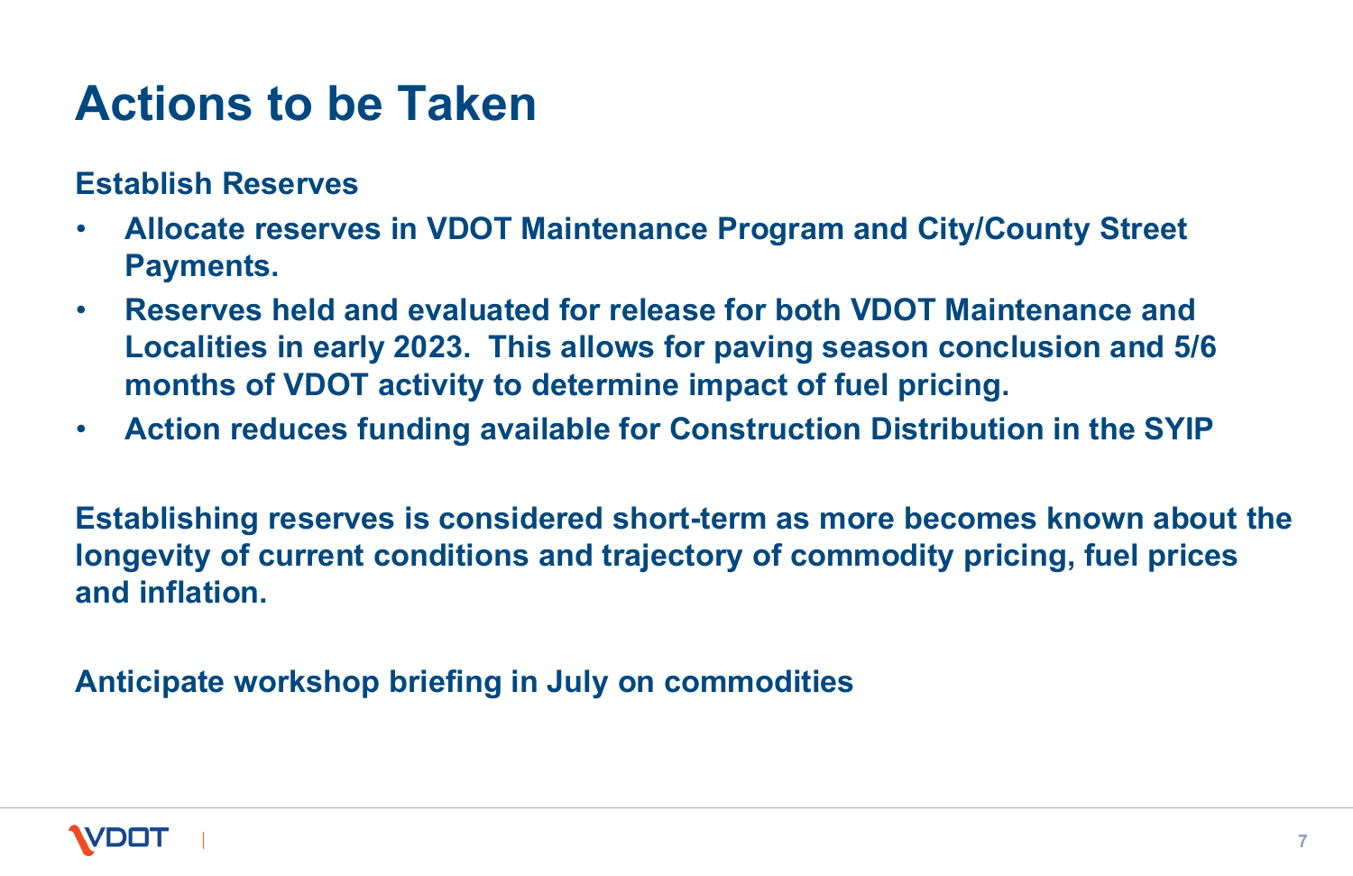# Actions to be Taken

**Establish Reserves**

- **Allocate reserves in VDOT Maintenance Program and City/County Street Payments.**
- **Reserves held and evaluated for release for both VDOT Maintenance and Localities in early 2023. This allows for paving season conclusion and 5/6 months of VDOT activity to determine impact of fuel pricing.**
- **Action reduces funding available for Construction Distribution in the SYIP**

**Establishing reserves is considered short-term as more becomes known about the longevity of current conditions and trajectory of commodity pricing, fuel prices and inflation.**

**Anticipate workshop briefing in July on commodities**